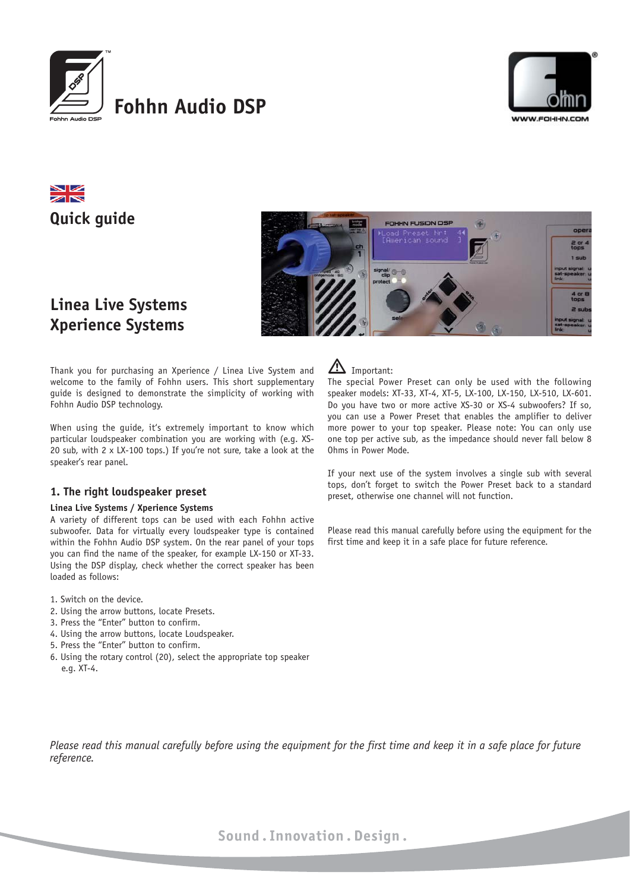# Fohhn Audio DSP

## Quick guide

## Linea Live Systems
## Xperience Systems

Thank you for purchasing an Xperience / Linea Live System and welcome to the family of Fohhn users. This short supplementary guide is designed to demonstrate the simplicity of working with Fohhn Audio DSP technology.

When using the guide, it's extremely important to know which particular loudspeaker combination you are working with (e.g. XS-20 sub, with 2 x LX-100 tops.) If you're not sure, take a look at the speaker's rear panel.

### 1. The right loudspeaker preset

**Linea Live Systems / Xperience Systems**

A variety of different tops can be used with each Fohhn active subwoofer. Data for virtually every loudspeaker type is contained within the Fohhn Audio DSP system. On the rear panel of your tops you can find the name of the speaker, for example LX-150 or XT-33. Using the DSP display, check whether the correct speaker has been loaded as follows:

1. Switch on the device.
2. Using the arrow buttons, locate Presets.
3. Press the "Enter" button to confirm.
4. Using the arrow buttons, locate Loudspeaker.
5. Press the "Enter" button to confirm.
6. Using the rotary control (20), select the appropriate top speaker e.g. XT-4.

⚠ Important:

The special Power Preset can only be used with the following speaker models: XT-33, XT-4, XT-5, LX-100, LX-150, LX-510, LX-601. Do you have two or more active XS-30 or XS-4 subwoofers? If so, you can use a Power Preset that enables the amplifier to deliver more power to your top speaker. Please note: You can only use one top per active sub, as the impedance should never fall below 8 Ohms in Power Mode.

If your next use of the system involves a single sub with several tops, don't forget to switch the Power Preset back to a standard preset, otherwise one channel will not function.

Please read this manual carefully before using the equipment for the first time and keep it in a safe place for future reference.

*Please read this manual carefully before using the equipment for the first time and keep it in a safe place for future reference.*

Sound . Innovation . Design .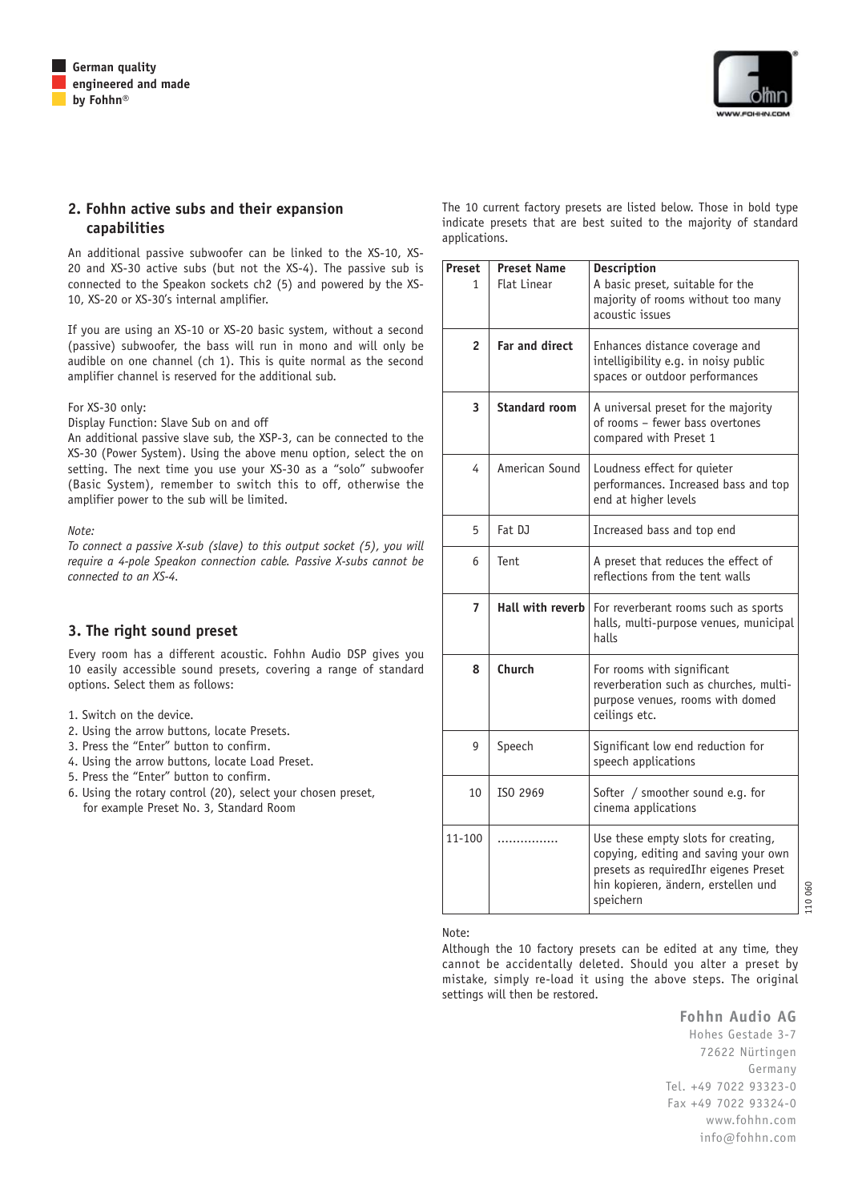German quality
engineered and made
by Fohhn®

## 2. Fohhn active subs and their expansion capabilities

An additional passive subwoofer can be linked to the XS-10, XS-20 and XS-30 active subs (but not the XS-4). The passive sub is connected to the Speakon sockets ch2 (5) and powered by the XS-10, XS-20 or XS-30's internal amplifier.

If you are using an XS-10 or XS-20 basic system, without a second (passive) subwoofer, the bass will run in mono and will only be audible on one channel (ch 1). This is quite normal as the second amplifier channel is reserved for the additional sub.

For XS-30 only:
Display Function: Slave Sub on and off
An additional passive slave sub, the XSP-3, can be connected to the XS-30 (Power System). Using the above menu option, select the on setting. The next time you use your XS-30 as a "solo" subwoofer (Basic System), remember to switch this to off, otherwise the amplifier power to the sub will be limited.

*Note:*
*To connect a passive X-sub (slave) to this output socket (5), you will require a 4-pole Speakon connection cable. Passive X-subs cannot be connected to an XS-4.*

## 3. The right sound preset

Every room has a different acoustic. Fohhn Audio DSP gives you 10 easily accessible sound presets, covering a range of standard options. Select them as follows:

1. Switch on the device.
2. Using the arrow buttons, locate Presets.
3. Press the "Enter" button to confirm.
4. Using the arrow buttons, locate Load Preset.
5. Press the "Enter" button to confirm.
6. Using the rotary control (20), select your chosen preset, for example Preset No. 3, Standard Room

The 10 current factory presets are listed below. Those in bold type indicate presets that are best suited to the majority of standard applications.

| Preset | Preset Name | Description |
|---|---|---|
| 1 | Flat Linear | A basic preset, suitable for the majority of rooms without too many acoustic issues |
| **2** | **Far and direct** | Enhances distance coverage and intelligibility e.g. in noisy public spaces or outdoor performances |
| **3** | **Standard room** | A universal preset for the majority of rooms – fewer bass overtones compared with Preset 1 |
| 4 | American Sound | Loudness effect for quieter performances. Increased bass and top end at higher levels |
| 5 | Fat DJ | Increased bass and top end |
| 6 | Tent | A preset that reduces the effect of reflections from the tent walls |
| **7** | **Hall with reverb** | For reverberant rooms such as sports halls, multi-purpose venues, municipal halls |
| **8** | **Church** | For rooms with significant reverberation such as churches, multi-purpose venues, rooms with domed ceilings etc. |
| 9 | Speech | Significant low end reduction for speech applications |
| 10 | ISO 2969 | Softer / smoother sound e.g. for cinema applications |
| 11-100 | ................ | Use these empty slots for creating, copying, editing and saving your own presets as requiredIhr eigenes Preset hin kopieren, ändern, erstellen und speichern |

Note:
Although the 10 factory presets can be edited at any time, they cannot be accidentally deleted. Should you alter a preset by mistake, simply re-load it using the above steps. The original settings will then be restored.

110 060

**Fohhn Audio AG**
Hohes Gestade 3-7
72622 Nürtingen
Germany
Tel. +49 7022 93323-0
Fax +49 7022 93324-0
www.fohhn.com
info@fohhn.com